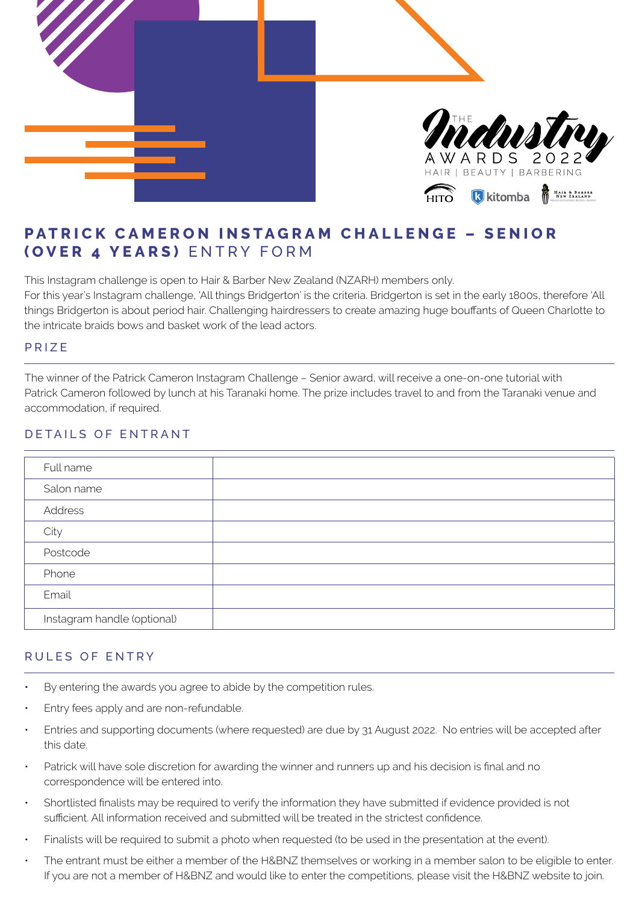THE Industry AWARDS 2022
HAIR | BEAUTY | BARBERING

# PATRICK CAMERON INSTAGRAM CHALLENGE – SENIOR (OVER 4 YEARS) ENTRY FORM

This Instagram challenge is open to Hair & Barber New Zealand (NZARH) members only.
For this year's Instagram challenge, 'All things Bridgerton' is the criteria. Bridgerton is set in the early 1800s, therefore 'All things Bridgerton is about period hair. Challenging hairdressers to create amazing huge bouffants of Queen Charlotte to the intricate braids bows and basket work of the lead actors.

## PRIZE

The winner of the Patrick Cameron Instagram Challenge – Senior award, will receive a one-on-one tutorial with Patrick Cameron followed by lunch at his Taranaki home. The prize includes travel to and from the Taranaki venue and accommodation, if required.

## DETAILS OF ENTRANT

| | |
|---|---|
| Full name | |
| Salon name | |
| Address | |
| City | |
| Postcode | |
| Phone | |
| Email | |
| Instagram handle (optional) | |

## RULES OF ENTRY

- By entering the awards you agree to abide by the competition rules.
- Entry fees apply and are non-refundable.
- Entries and supporting documents (where requested) are due by 31 August 2022. No entries will be accepted after this date.
- Patrick will have sole discretion for awarding the winner and runners up and his decision is final and no correspondence will be entered into.
- Shortlisted finalists may be required to verify the information they have submitted if evidence provided is not sufficient. All information received and submitted will be treated in the strictest confidence.
- Finalists will be required to submit a photo when requested (to be used in the presentation at the event).
- The entrant must be either a member of the H&BNZ themselves or working in a member salon to be eligible to enter. If you are not a member of H&BNZ and would like to enter the competitions, please visit the H&BNZ website to join.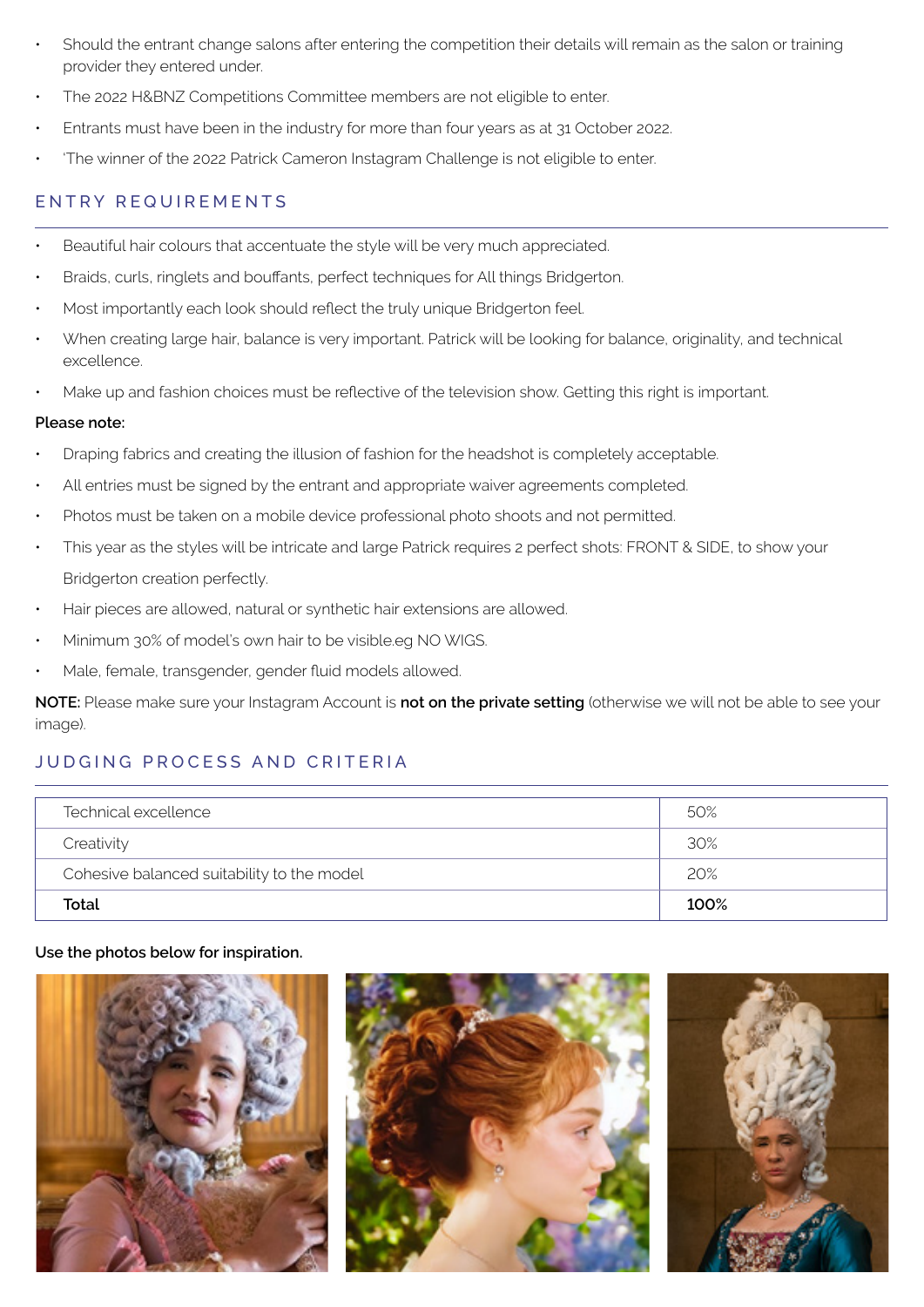- Should the entrant change salons after entering the competition their details will remain as the salon or training provider they entered under.
- The 2022 H&BNZ Competitions Committee members are not eligible to enter.
- Entrants must have been in the industry for more than four years as at 31 October 2022.
- 'The winner of the 2022 Patrick Cameron Instagram Challenge is not eligible to enter.

## ENTRY REQUIREMENTS

- Beautiful hair colours that accentuate the style will be very much appreciated.
- Braids, curls, ringlets and bouffants, perfect techniques for All things Bridgerton.
- Most importantly each look should reflect the truly unique Bridgerton feel.
- When creating large hair, balance is very important. Patrick will be looking for balance, originality, and technical excellence.
- Make up and fashion choices must be reflective of the television show. Getting this right is important.

**Please note:**

- Draping fabrics and creating the illusion of fashion for the headshot is completely acceptable.
- All entries must be signed by the entrant and appropriate waiver agreements completed.
- Photos must be taken on a mobile device professional photo shoots and not permitted.
- This year as the styles will be intricate and large Patrick requires 2 perfect shots: FRONT & SIDE, to show your Bridgerton creation perfectly.
- Hair pieces are allowed, natural or synthetic hair extensions are allowed.
- Minimum 30% of model's own hair to be visible.eg NO WIGS.
- Male, female, transgender, gender fluid models allowed.

**NOTE:** Please make sure your Instagram Account is **not on the private setting** (otherwise we will not be able to see your image).

## JUDGING PROCESS AND CRITERIA

| Criteria | Weight |
| --- | --- |
| Technical excellence | 50% |
| Creativity | 30% |
| Cohesive balanced suitability to the model | 20% |
| **Total** | **100%** |

**Use the photos below for inspiration.**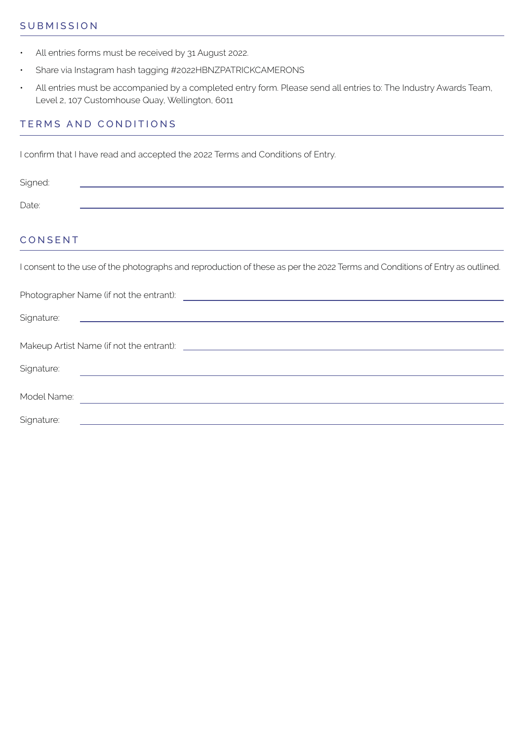## SUBMISSION

- All entries forms must be received by 31 August 2022.
- Share via Instagram hash tagging #2022HBNZPATRICKCAMERONS
- All entries must be accompanied by a completed entry form. Please send all entries to: The Industry Awards Team, Level 2, 107 Customhouse Quay, Wellington, 6011

## TERMS AND CONDITIONS

I confirm that I have read and accepted the 2022 Terms and Conditions of Entry.

Signed: ______________________________

Date: ______________________________

## CONSENT

I consent to the use of the photographs and reproduction of these as per the 2022 Terms and Conditions of Entry as outlined.

Photographer Name (if not the entrant): ______________________________

Signature: ______________________________

Makeup Artist Name (if not the entrant): ______________________________

Signature: ______________________________

Model Name: ______________________________

Signature: ______________________________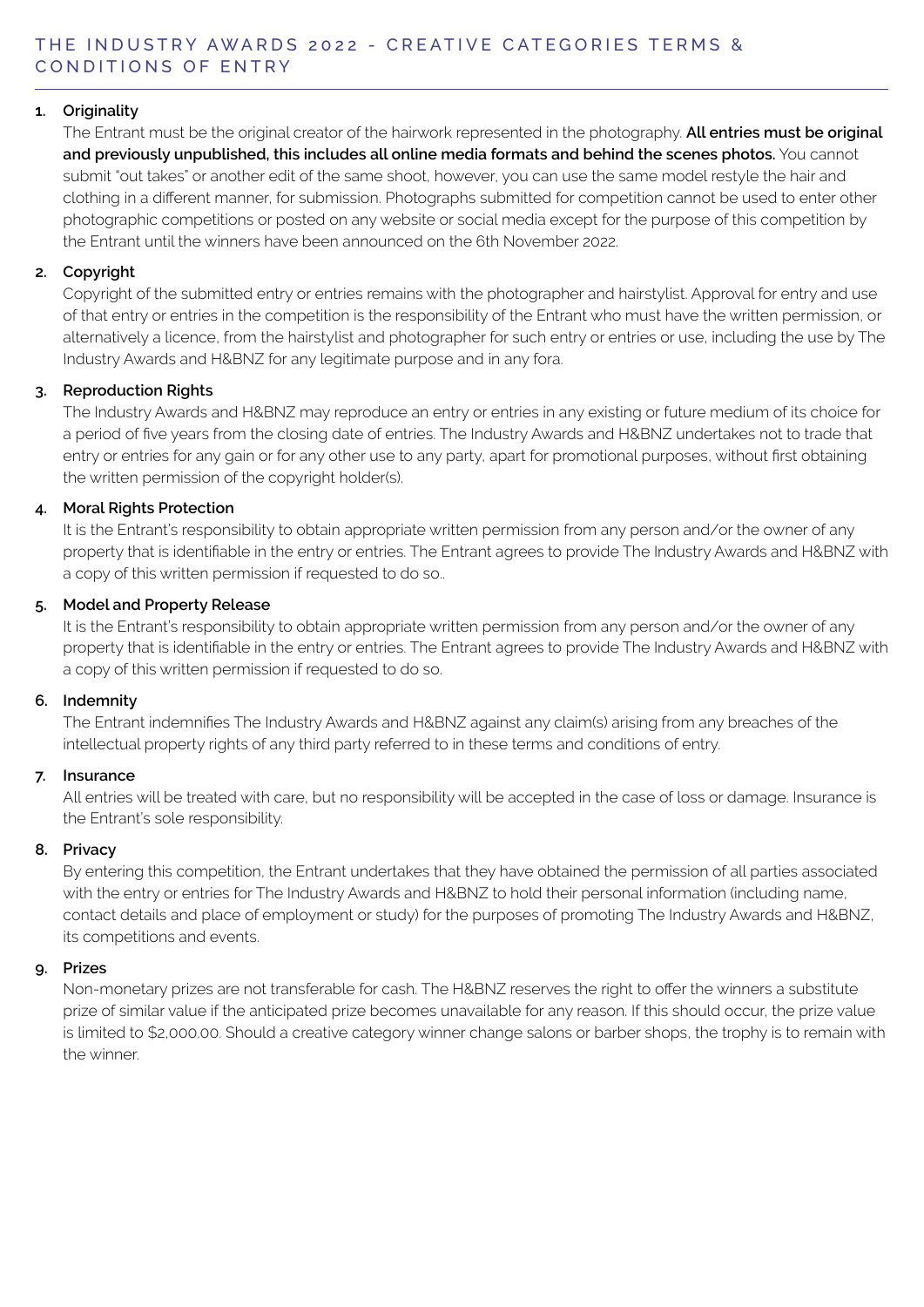# THE INDUSTRY AWARDS 2022 - CREATIVE CATEGORIES TERMS & CONDITIONS OF ENTRY

1. **Originality**

   The Entrant must be the original creator of the hairwork represented in the photography. **All entries must be original and previously unpublished, this includes all online media formats and behind the scenes photos.** You cannot submit "out takes" or another edit of the same shoot, however, you can use the same model restyle the hair and clothing in a different manner, for submission. Photographs submitted for competition cannot be used to enter other photographic competitions or posted on any website or social media except for the purpose of this competition by the Entrant until the winners have been announced on the 6th November 2022.

2. **Copyright**

   Copyright of the submitted entry or entries remains with the photographer and hairstylist. Approval for entry and use of that entry or entries in the competition is the responsibility of the Entrant who must have the written permission, or alternatively a licence, from the hairstylist and photographer for such entry or entries or use, including the use by The Industry Awards and H&BNZ for any legitimate purpose and in any fora.

3. **Reproduction Rights**

   The Industry Awards and H&BNZ may reproduce an entry or entries in any existing or future medium of its choice for a period of five years from the closing date of entries. The Industry Awards and H&BNZ undertakes not to trade that entry or entries for any gain or for any other use to any party, apart for promotional purposes, without first obtaining the written permission of the copyright holder(s).

4. **Moral Rights Protection**

   It is the Entrant's responsibility to obtain appropriate written permission from any person and/or the owner of any property that is identifiable in the entry or entries. The Entrant agrees to provide The Industry Awards and H&BNZ with a copy of this written permission if requested to do so..

5. **Model and Property Release**

   It is the Entrant's responsibility to obtain appropriate written permission from any person and/or the owner of any property that is identifiable in the entry or entries. The Entrant agrees to provide The Industry Awards and H&BNZ with a copy of this written permission if requested to do so.

6. **Indemnity**

   The Entrant indemnifies The Industry Awards and H&BNZ against any claim(s) arising from any breaches of the intellectual property rights of any third party referred to in these terms and conditions of entry.

7. **Insurance**

   All entries will be treated with care, but no responsibility will be accepted in the case of loss or damage. Insurance is the Entrant's sole responsibility.

8. **Privacy**

   By entering this competition, the Entrant undertakes that they have obtained the permission of all parties associated with the entry or entries for The Industry Awards and H&BNZ to hold their personal information (including name, contact details and place of employment or study) for the purposes of promoting The Industry Awards and H&BNZ, its competitions and events.

9. **Prizes**

   Non-monetary prizes are not transferable for cash. The H&BNZ reserves the right to offer the winners a substitute prize of similar value if the anticipated prize becomes unavailable for any reason. If this should occur, the prize value is limited to $2,000.00. Should a creative category winner change salons or barber shops, the trophy is to remain with the winner.